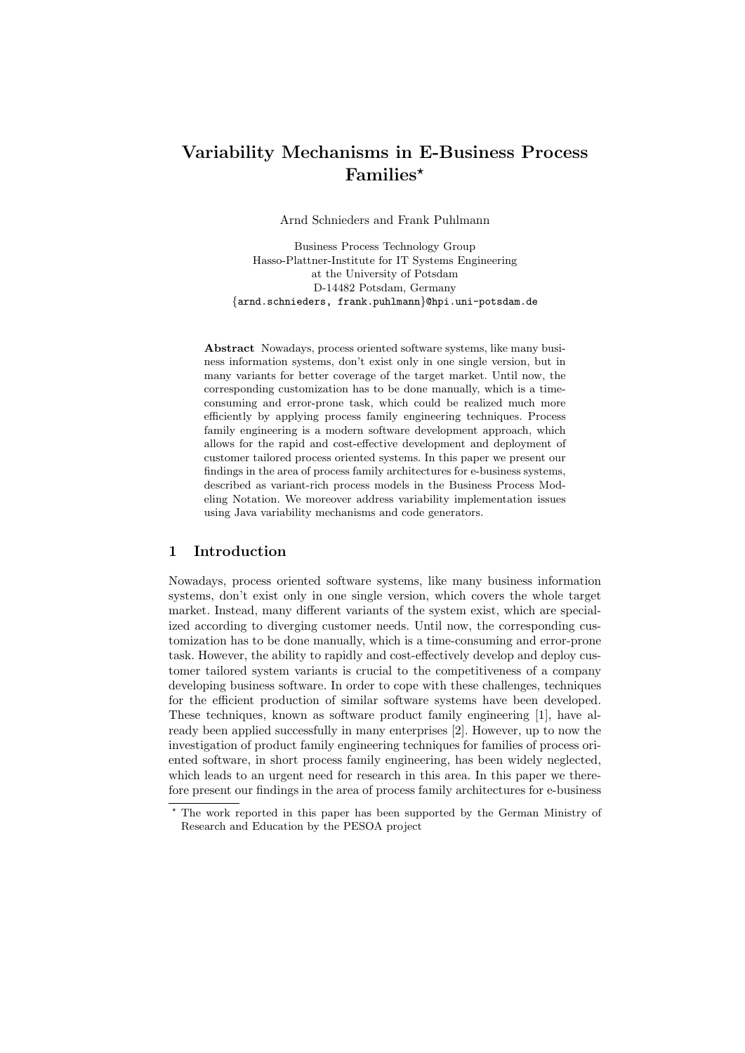# Variability Mechanisms in E-Business Process Families*

Arnd Schnieders and Frank Puhlmann

Business Process Technology Group
Hasso-Plattner-Institute for IT Systems Engineering
at the University of Potsdam
D-14482 Potsdam, Germany
{arnd.schnieders, frank.puhlmann}@hpi.uni-potsdam.de

**Abstract** Nowadays, process oriented software systems, like many business information systems, don't exist only in one single version, but in many variants for better coverage of the target market. Until now, the corresponding customization has to be done manually, which is a time-consuming and error-prone task, which could be realized much more efficiently by applying process family engineering techniques. Process family engineering is a modern software development approach, which allows for the rapid and cost-effective development and deployment of customer tailored process oriented systems. In this paper we present our findings in the area of process family architectures for e-business systems, described as variant-rich process models in the Business Process Modeling Notation. We moreover address variability implementation issues using Java variability mechanisms and code generators.

## 1 Introduction

Nowadays, process oriented software systems, like many business information systems, don't exist only in one single version, which covers the whole target market. Instead, many different variants of the system exist, which are specialized according to diverging customer needs. Until now, the corresponding customization has to be done manually, which is a time-consuming and error-prone task. However, the ability to rapidly and cost-effectively develop and deploy customer tailored system variants is crucial to the competitiveness of a company developing business software. In order to cope with these challenges, techniques for the efficient production of similar software systems have been developed. These techniques, known as software product family engineering [1], have already been applied successfully in many enterprises [2]. However, up to now the investigation of product family engineering techniques for families of process oriented software, in short process family engineering, has been widely neglected, which leads to an urgent need for research in this area. In this paper we therefore present our findings in the area of process family architectures for e-business

* The work reported in this paper has been supported by the German Ministry of Research and Education by the PESOA project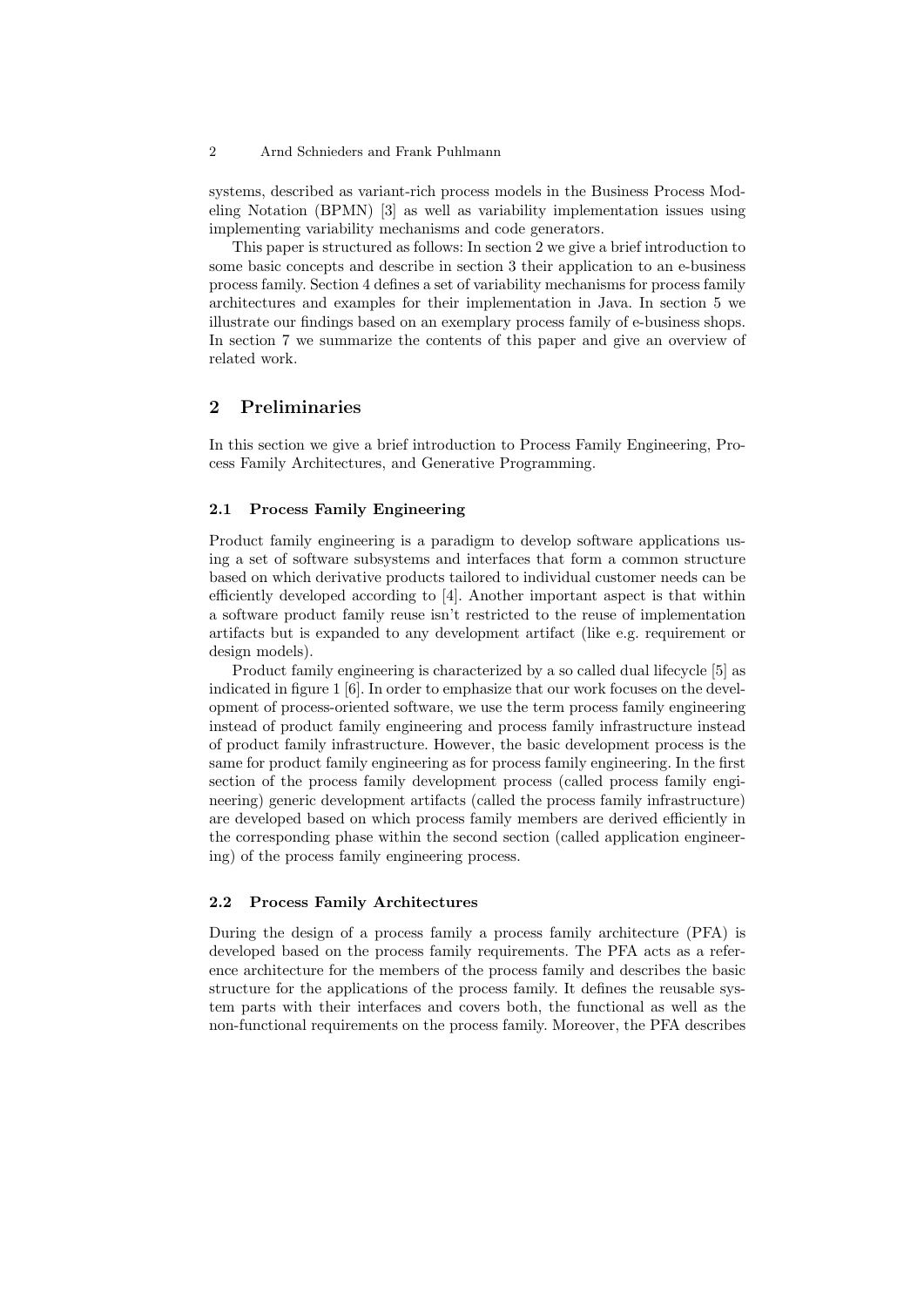systems, described as variant-rich process models in the Business Process Modeling Notation (BPMN) [3] as well as variability implementation issues using implementing variability mechanisms and code generators.

This paper is structured as follows: In section 2 we give a brief introduction to some basic concepts and describe in section 3 their application to an e-business process family. Section 4 defines a set of variability mechanisms for process family architectures and examples for their implementation in Java. In section 5 we illustrate our findings based on an exemplary process family of e-business shops. In section 7 we summarize the contents of this paper and give an overview of related work.

## 2 Preliminaries

In this section we give a brief introduction to Process Family Engineering, Process Family Architectures, and Generative Programming.

### 2.1 Process Family Engineering

Product family engineering is a paradigm to develop software applications using a set of software subsystems and interfaces that form a common structure based on which derivative products tailored to individual customer needs can be efficiently developed according to [4]. Another important aspect is that within a software product family reuse isn't restricted to the reuse of implementation artifacts but is expanded to any development artifact (like e.g. requirement or design models).

Product family engineering is characterized by a so called dual lifecycle [5] as indicated in figure 1 [6]. In order to emphasize that our work focuses on the development of process-oriented software, we use the term process family engineering instead of product family engineering and process family infrastructure instead of product family infrastructure. However, the basic development process is the same for product family engineering as for process family engineering. In the first section of the process family development process (called process family engineering) generic development artifacts (called the process family infrastructure) are developed based on which process family members are derived efficiently in the corresponding phase within the second section (called application engineering) of the process family engineering process.

### 2.2 Process Family Architectures

During the design of a process family a process family architecture (PFA) is developed based on the process family requirements. The PFA acts as a reference architecture for the members of the process family and describes the basic structure for the applications of the process family. It defines the reusable system parts with their interfaces and covers both, the functional as well as the non-functional requirements on the process family. Moreover, the PFA describes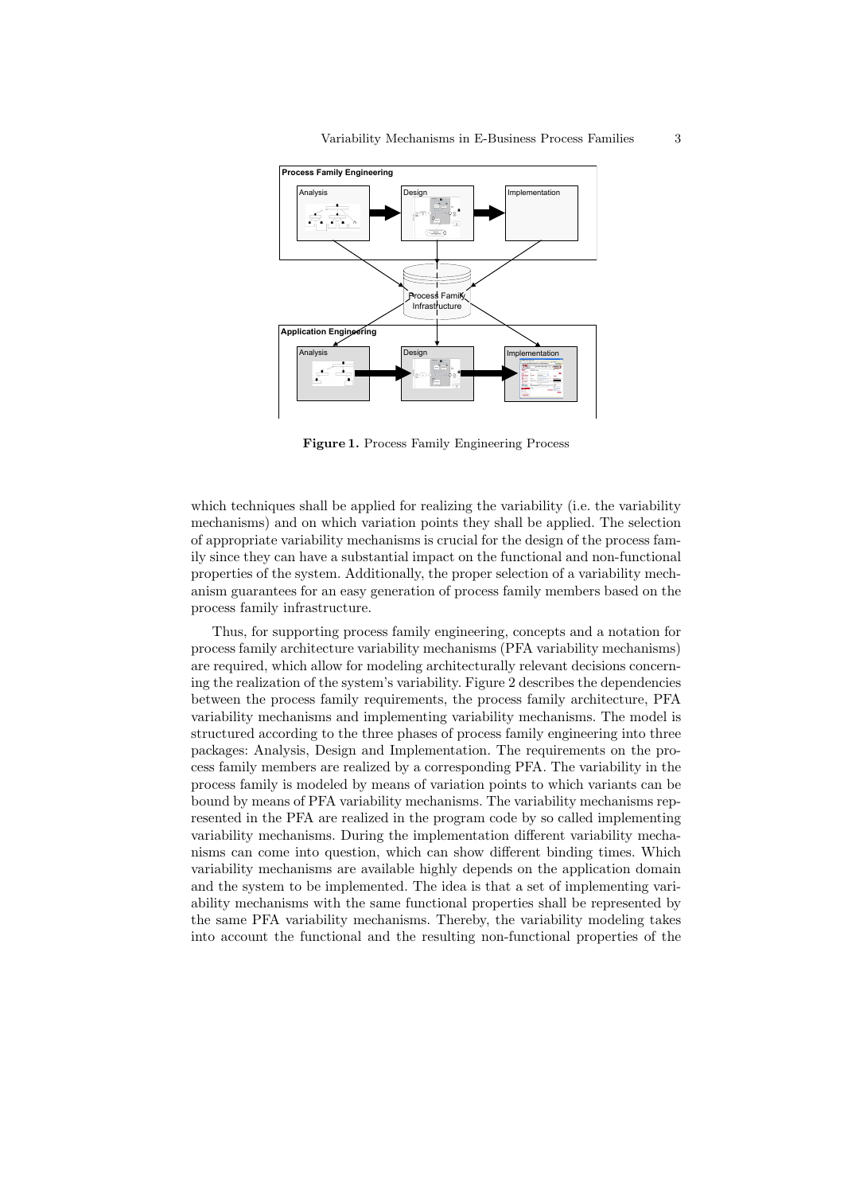**Figure 1.** Process Family Engineering Process

which techniques shall be applied for realizing the variability (i.e. the variability mechanisms) and on which variation points they shall be applied. The selection of appropriate variability mechanisms is crucial for the design of the process family since they can have a substantial impact on the functional and non-functional properties of the system. Additionally, the proper selection of a variability mechanism guarantees for an easy generation of process family members based on the process family infrastructure.

Thus, for supporting process family engineering, concepts and a notation for process family architecture variability mechanisms (PFA variability mechanisms) are required, which allow for modeling architecturally relevant decisions concerning the realization of the system's variability. Figure 2 describes the dependencies between the process family requirements, the process family architecture, PFA variability mechanisms and implementing variability mechanisms. The model is structured according to the three phases of process family engineering into three packages: Analysis, Design and Implementation. The requirements on the process family members are realized by a corresponding PFA. The variability in the process family is modeled by means of variation points to which variants can be bound by means of PFA variability mechanisms. The variability mechanisms represented in the PFA are realized in the program code by so called implementing variability mechanisms. During the implementation different variability mechanisms can come into question, which can show different binding times. Which variability mechanisms are available highly depends on the application domain and the system to be implemented. The idea is that a set of implementing variability mechanisms with the same functional properties shall be represented by the same PFA variability mechanisms. Thereby, the variability modeling takes into account the functional and the resulting non-functional properties of the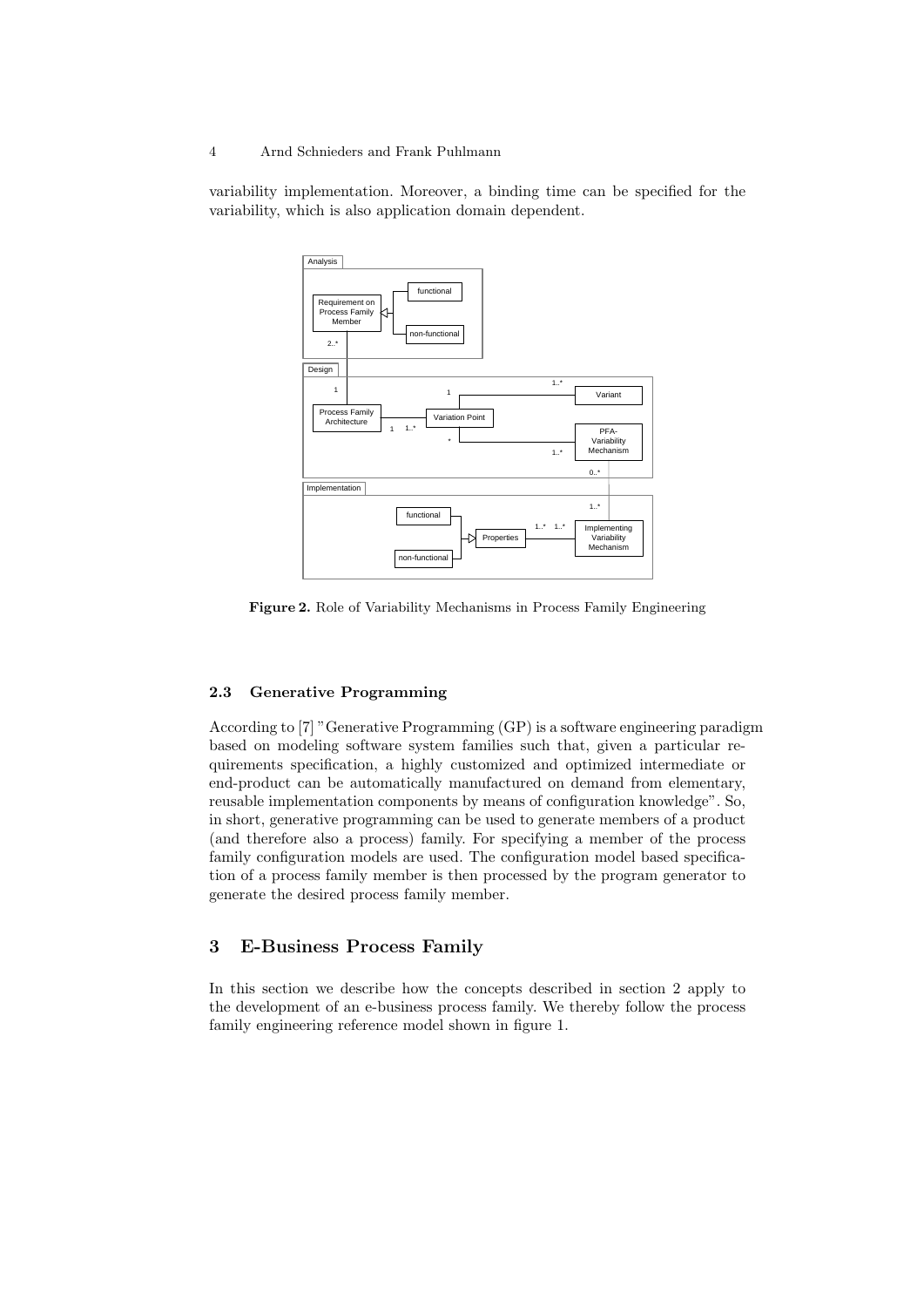variability implementation. Moreover, a binding time can be specified for the variability, which is also application domain dependent.

**Figure 2.** Role of Variability Mechanisms in Process Family Engineering

### 2.3 Generative Programming

According to [7] "Generative Programming (GP) is a software engineering paradigm based on modeling software system families such that, given a particular requirements specification, a highly customized and optimized intermediate or end-product can be automatically manufactured on demand from elementary, reusable implementation components by means of configuration knowledge". So, in short, generative programming can be used to generate members of a product (and therefore also a process) family. For specifying a member of the process family configuration models are used. The configuration model based specification of a process family member is then processed by the program generator to generate the desired process family member.

## 3 E-Business Process Family

In this section we describe how the concepts described in section 2 apply to the development of an e-business process family. We thereby follow the process family engineering reference model shown in figure 1.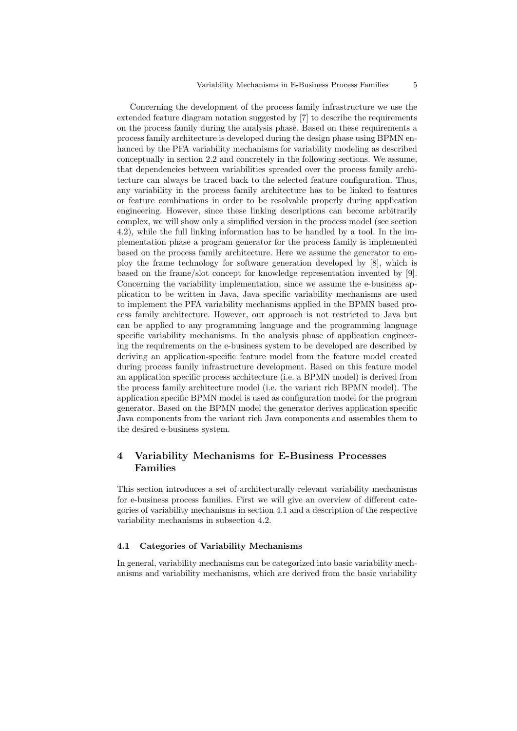Concerning the development of the process family infrastructure we use the extended feature diagram notation suggested by [7] to describe the requirements on the process family during the analysis phase. Based on these requirements a process family architecture is developed during the design phase using BPMN enhanced by the PFA variability mechanisms for variability modeling as described conceptually in section 2.2 and concretely in the following sections. We assume, that dependencies between variabilities spreaded over the process family architecture can always be traced back to the selected feature configuration. Thus, any variability in the process family architecture has to be linked to features or feature combinations in order to be resolvable properly during application engineering. However, since these linking descriptions can become arbitrarily complex, we will show only a simplified version in the process model (see section 4.2), while the full linking information has to be handled by a tool. In the implementation phase a program generator for the process family is implemented based on the process family architecture. Here we assume the generator to employ the frame technology for software generation developed by [8], which is based on the frame/slot concept for knowledge representation invented by [9]. Concerning the variability implementation, since we assume the e-business application to be written in Java, Java specific variability mechanisms are used to implement the PFA variability mechanisms applied in the BPMN based process family architecture. However, our approach is not restricted to Java but can be applied to any programming language and the programming language specific variability mechanisms. In the analysis phase of application engineering the requirements on the e-business system to be developed are described by deriving an application-specific feature model from the feature model created during process family infrastructure development. Based on this feature model an application specific process architecture (i.e. a BPMN model) is derived from the process family architecture model (i.e. the variant rich BPMN model). The application specific BPMN model is used as configuration model for the program generator. Based on the BPMN model the generator derives application specific Java components from the variant rich Java components and assembles them to the desired e-business system.

## 4 Variability Mechanisms for E-Business Processes Families

This section introduces a set of architecturally relevant variability mechanisms for e-business process families. First we will give an overview of different categories of variability mechanisms in section 4.1 and a description of the respective variability mechanisms in subsection 4.2.

### 4.1 Categories of Variability Mechanisms

In general, variability mechanisms can be categorized into basic variability mechanisms and variability mechanisms, which are derived from the basic variability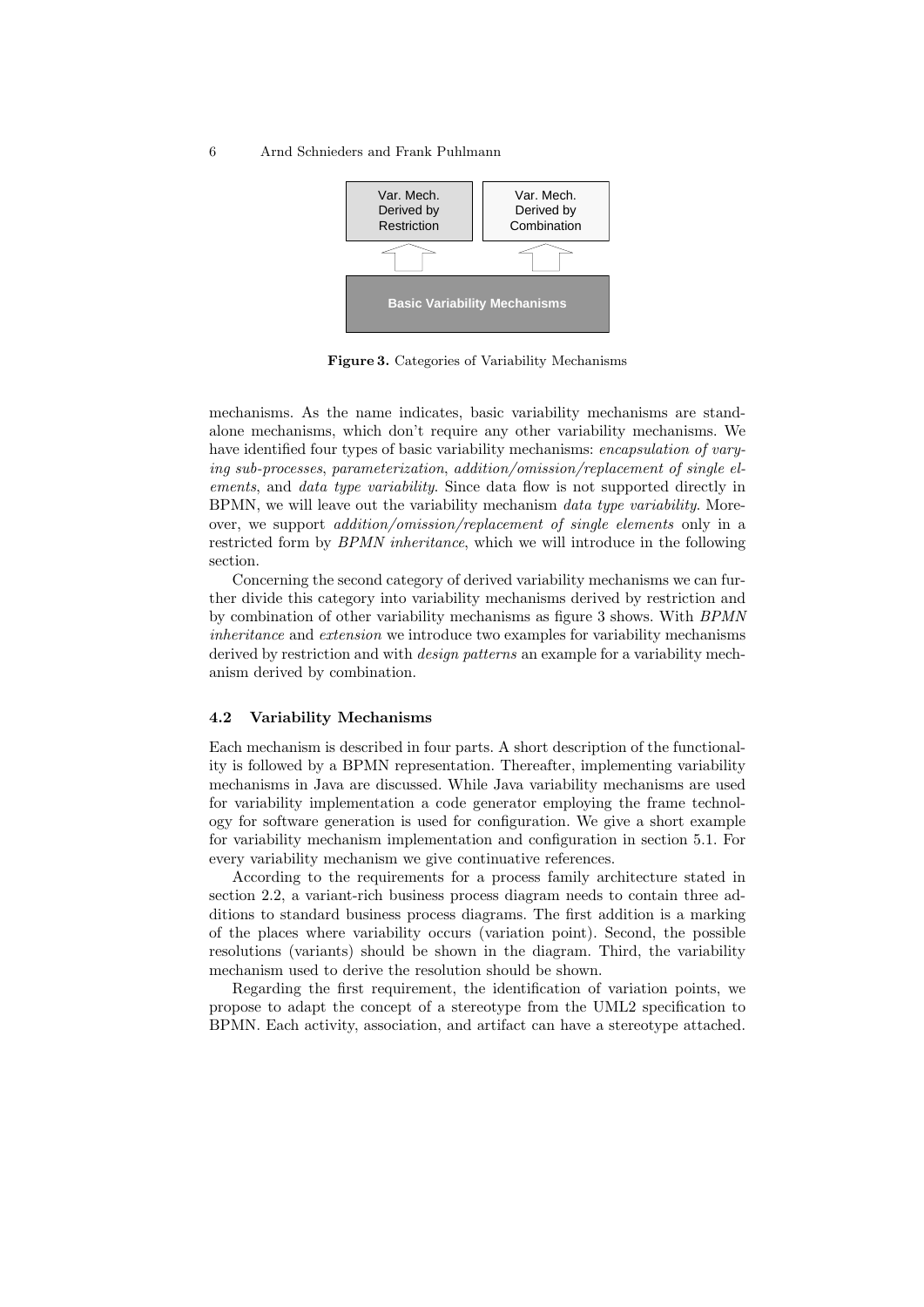Figure 3. Categories of Variability Mechanisms

mechanisms. As the name indicates, basic variability mechanisms are standalone mechanisms, which don't require any other variability mechanisms. We have identified four types of basic variability mechanisms: *encapsulation of varying sub-processes*, *parameterization*, *addition/omission/replacement of single elements*, and *data type variability*. Since data flow is not supported directly in BPMN, we will leave out the variability mechanism *data type variability*. Moreover, we support *addition/omission/replacement of single elements* only in a restricted form by *BPMN inheritance*, which we will introduce in the following section.

Concerning the second category of derived variability mechanisms we can further divide this category into variability mechanisms derived by restriction and by combination of other variability mechanisms as figure 3 shows. With *BPMN inheritance* and *extension* we introduce two examples for variability mechanisms derived by restriction and with *design patterns* an example for a variability mechanism derived by combination.

### 4.2 Variability Mechanisms

Each mechanism is described in four parts. A short description of the functionality is followed by a BPMN representation. Thereafter, implementing variability mechanisms in Java are discussed. While Java variability mechanisms are used for variability implementation a code generator employing the frame technology for software generation is used for configuration. We give a short example for variability mechanism implementation and configuration in section 5.1. For every variability mechanism we give continuative references.

According to the requirements for a process family architecture stated in section 2.2, a variant-rich business process diagram needs to contain three additions to standard business process diagrams. The first addition is a marking of the places where variability occurs (variation point). Second, the possible resolutions (variants) should be shown in the diagram. Third, the variability mechanism used to derive the resolution should be shown.

Regarding the first requirement, the identification of variation points, we propose to adapt the concept of a stereotype from the UML2 specification to BPMN. Each activity, association, and artifact can have a stereotype attached.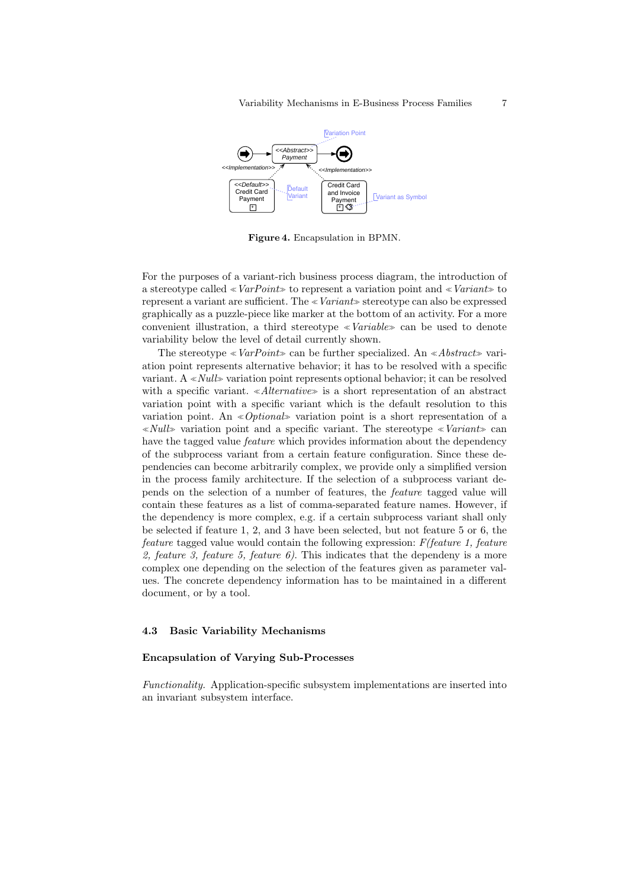**Figure 4.** Encapsulation in BPMN.

For the purposes of a variant-rich business process diagram, the introduction of a stereotype called ≪*VarPoint*≫ to represent a variation point and ≪*Variant*≫ to represent a variant are sufficient. The ≪*Variant*≫ stereotype can also be expressed graphically as a puzzle-piece like marker at the bottom of an activity. For a more convenient illustration, a third stereotype ≪*Variable*≫ can be used to denote variability below the level of detail currently shown.

The stereotype ≪*VarPoint*≫ can be further specialized. An ≪*Abstract*≫ variation point represents alternative behavior; it has to be resolved with a specific variant. A ≪*Null*≫ variation point represents optional behavior; it can be resolved with a specific variant. ≪*Alternative*≫ is a short representation of an abstract variation point with a specific variant which is the default resolution to this variation point. An ≪*Optional*≫ variation point is a short representation of a ≪*Null*≫ variation point and a specific variant. The stereotype ≪*Variant*≫ can have the tagged value *feature* which provides information about the dependency of the subprocess variant from a certain feature configuration. Since these dependencies can become arbitrarily complex, we provide only a simplified version in the process family architecture. If the selection of a subprocess variant depends on the selection of a number of features, the *feature* tagged value will contain these features as a list of comma-separated feature names. However, if the dependency is more complex, e.g. if a certain subprocess variant shall only be selected if feature 1, 2, and 3 have been selected, but not feature 5 or 6, the *feature* tagged value would contain the following expression: *F(feature 1, feature 2, feature 3, feature 5, feature 6)*. This indicates that the dependeny is a more complex one depending on the selection of the features given as parameter values. The concrete dependency information has to be maintained in a different document, or by a tool.

### 4.3 Basic Variability Mechanisms

#### Encapsulation of Varying Sub-Processes

*Functionality.* Application-specific subsystem implementations are inserted into an invariant subsystem interface.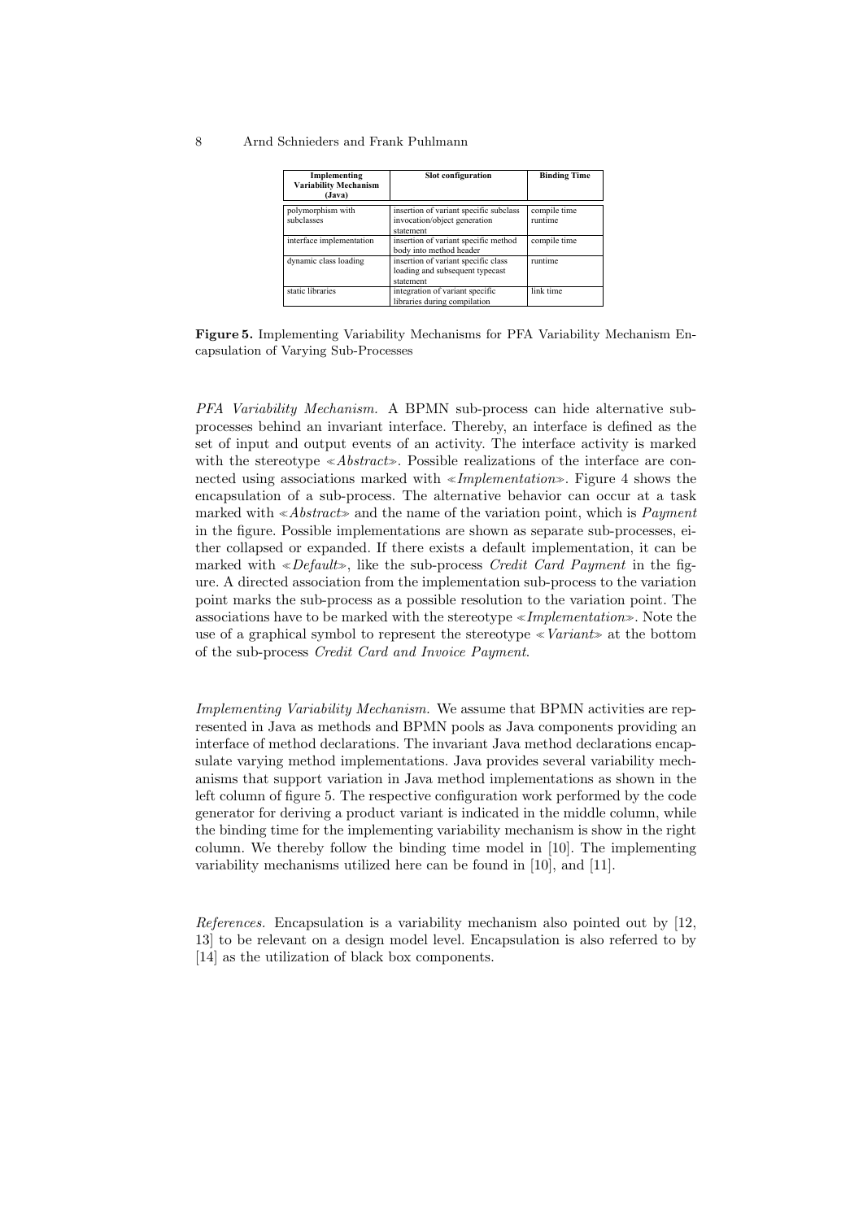| Implementing Variability Mechanism (Java) | Slot configuration | Binding Time |
|---|---|---|
| polymorphism with subclasses | insertion of variant specific subclass invocation/object generation statement | compile time runtime |
| interface implementation | insertion of variant specific method body into method header | compile time |
| dynamic class loading | insertion of variant specific class loading and subsequent typecast statement | runtime |
| static libraries | integration of variant specific libraries during compilation | link time |

**Figure 5.** Implementing Variability Mechanisms for PFA Variability Mechanism Encapsulation of Varying Sub-Processes

*PFA Variability Mechanism.* A BPMN sub-process can hide alternative sub-processes behind an invariant interface. Thereby, an interface is defined as the set of input and output events of an activity. The interface activity is marked with the stereotype ≪*Abstract*≫. Possible realizations of the interface are connected using associations marked with ≪*Implementation*≫. Figure 4 shows the encapsulation of a sub-process. The alternative behavior can occur at a task marked with ≪*Abstract*≫ and the name of the variation point, which is *Payment* in the figure. Possible implementations are shown as separate sub-processes, either collapsed or expanded. If there exists a default implementation, it can be marked with ≪*Default*≫, like the sub-process *Credit Card Payment* in the figure. A directed association from the implementation sub-process to the variation point marks the sub-process as a possible resolution to the variation point. The associations have to be marked with the stereotype ≪*Implementation*≫. Note the use of a graphical symbol to represent the stereotype ≪*Variant*≫ at the bottom of the sub-process *Credit Card and Invoice Payment*.

*Implementing Variability Mechanism.* We assume that BPMN activities are represented in Java as methods and BPMN pools as Java components providing an interface of method declarations. The invariant Java method declarations encapsulate varying method implementations. Java provides several variability mechanisms that support variation in Java method implementations as shown in the left column of figure 5. The respective configuration work performed by the code generator for deriving a product variant is indicated in the middle column, while the binding time for the implementing variability mechanism is show in the right column. We thereby follow the binding time model in [10]. The implementing variability mechanisms utilized here can be found in [10], and [11].

*References.* Encapsulation is a variability mechanism also pointed out by [12, 13] to be relevant on a design model level. Encapsulation is also referred to by [14] as the utilization of black box components.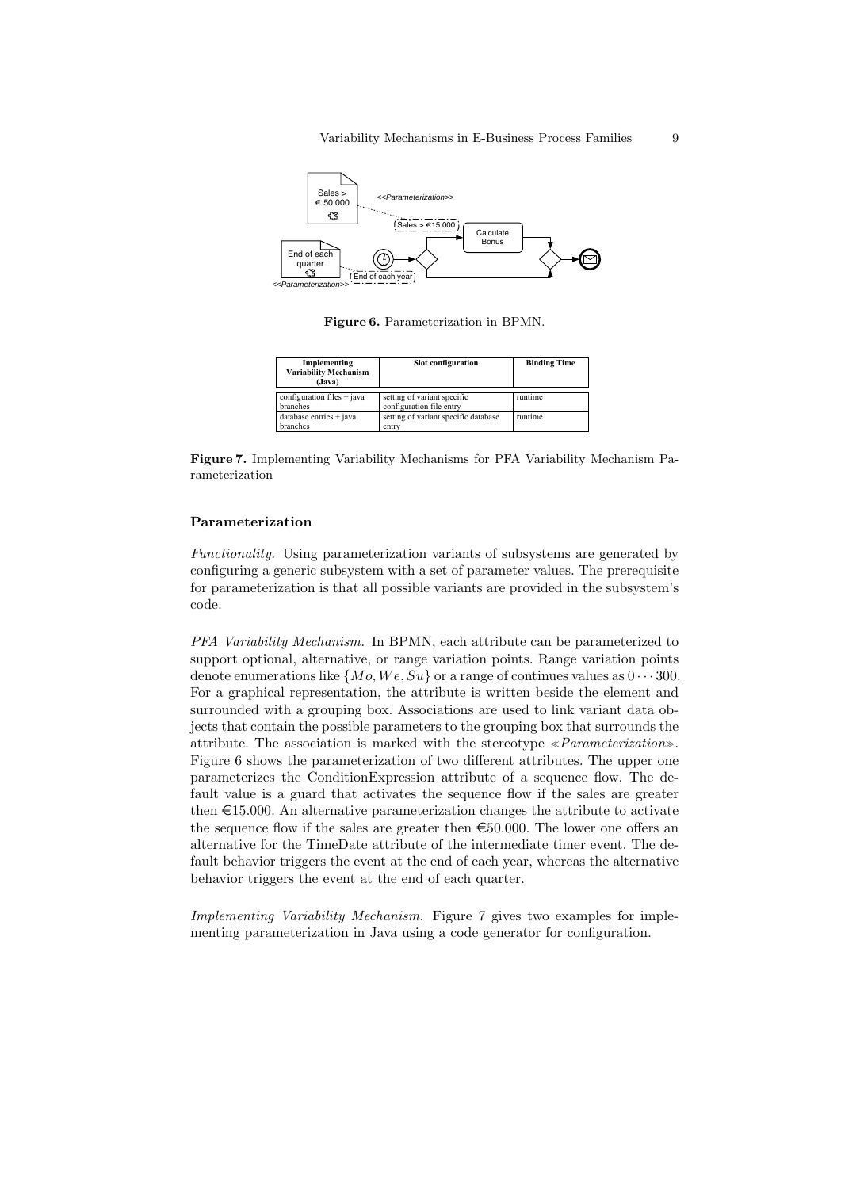Figure 6. Parameterization in BPMN.

| Implementing Variability Mechanism (Java) | Slot configuration | Binding Time |
| --- | --- | --- |
| configuration files + java branches | setting of variant specific configuration file entry | runtime |
| database entries + java branches | setting of variant specific database entry | runtime |

**Figure 7.** Implementing Variability Mechanisms for PFA Variability Mechanism Parameterization

### Parameterization

*Functionality.* Using parameterization variants of subsystems are generated by configuring a generic subsystem with a set of parameter values. The prerequisite for parameterization is that all possible variants are provided in the subsystem's code.

*PFA Variability Mechanism.* In BPMN, each attribute can be parameterized to support optional, alternative, or range variation points. Range variation points denote enumerations like $\{Mo, We, Su\}$ or a range of continues values as $0 \cdots 300$. For a graphical representation, the attribute is written beside the element and surrounded with a grouping box. Associations are used to link variant data objects that contain the possible parameters to the grouping box that surrounds the attribute. The association is marked with the stereotype ≪*Parameterization*≫. Figure 6 shows the parameterization of two different attributes. The upper one parameterizes the ConditionExpression attribute of a sequence flow. The default value is a guard that activates the sequence flow if the sales are greater then €15.000. An alternative parameterization changes the attribute to activate the sequence flow if the sales are greater then €50.000. The lower one offers an alternative for the TimeDate attribute of the intermediate timer event. The default behavior triggers the event at the end of each year, whereas the alternative behavior triggers the event at the end of each quarter.

*Implementing Variability Mechanism.* Figure 7 gives two examples for implementing parameterization in Java using a code generator for configuration.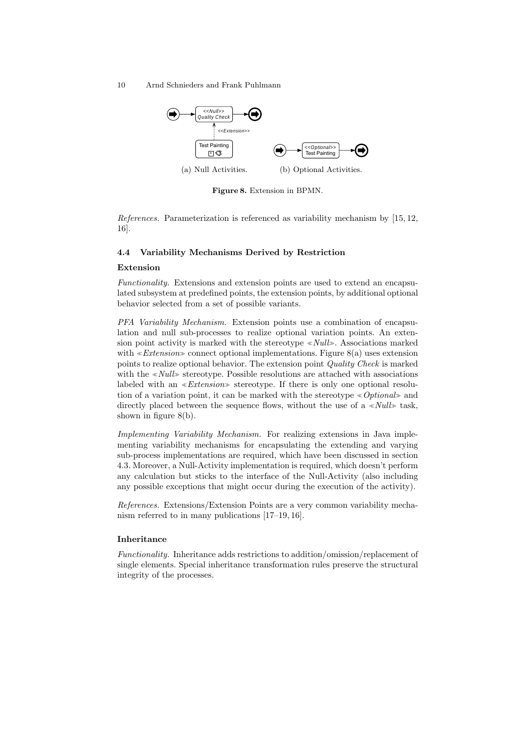(a) Null Activities.

(b) Optional Activities.

**Figure 8.** Extension in BPMN.

*References.* Parameterization is referenced as variability mechanism by [15, 12, 16].

### 4.4 Variability Mechanisms Derived by Restriction

#### Extension

*Functionality.* Extensions and extension points are used to extend an encapsulated subsystem at predefined points, the extension points, by additional optional behavior selected from a set of possible variants.

*PFA Variability Mechanism.* Extension points use a combination of encapsulation and null sub-processes to realize optional variation points. An extension point activity is marked with the stereotype ≪*Null*≫. Associations marked with ≪*Extension*≫ connect optional implementations. Figure 8(a) uses extension points to realize optional behavior. The extension point *Quality Check* is marked with the ≪*Null*≫ stereotype. Possible resolutions are attached with associations labeled with an ≪*Extension*≫ stereotype. If there is only one optional resolution of a variation point, it can be marked with the stereotype ≪*Optional*≫ and directly placed between the sequence flows, without the use of a ≪*Null*≫ task, shown in figure 8(b).

*Implementing Variability Mechanism.* For realizing extensions in Java implementing variability mechanisms for encapsulating the extending and varying sub-process implementations are required, which have been discussed in section 4.3. Moreover, a Null-Activity implementation is required, which doesn't perform any calculation but sticks to the interface of the Null-Activity (also including any possible exceptions that might occur during the execution of the activity).

*References.* Extensions/Extension Points are a very common variability mechanism referred to in many publications [17–19, 16].

#### Inheritance

*Functionality.* Inheritance adds restrictions to addition/omission/replacement of single elements. Special inheritance transformation rules preserve the structural integrity of the processes.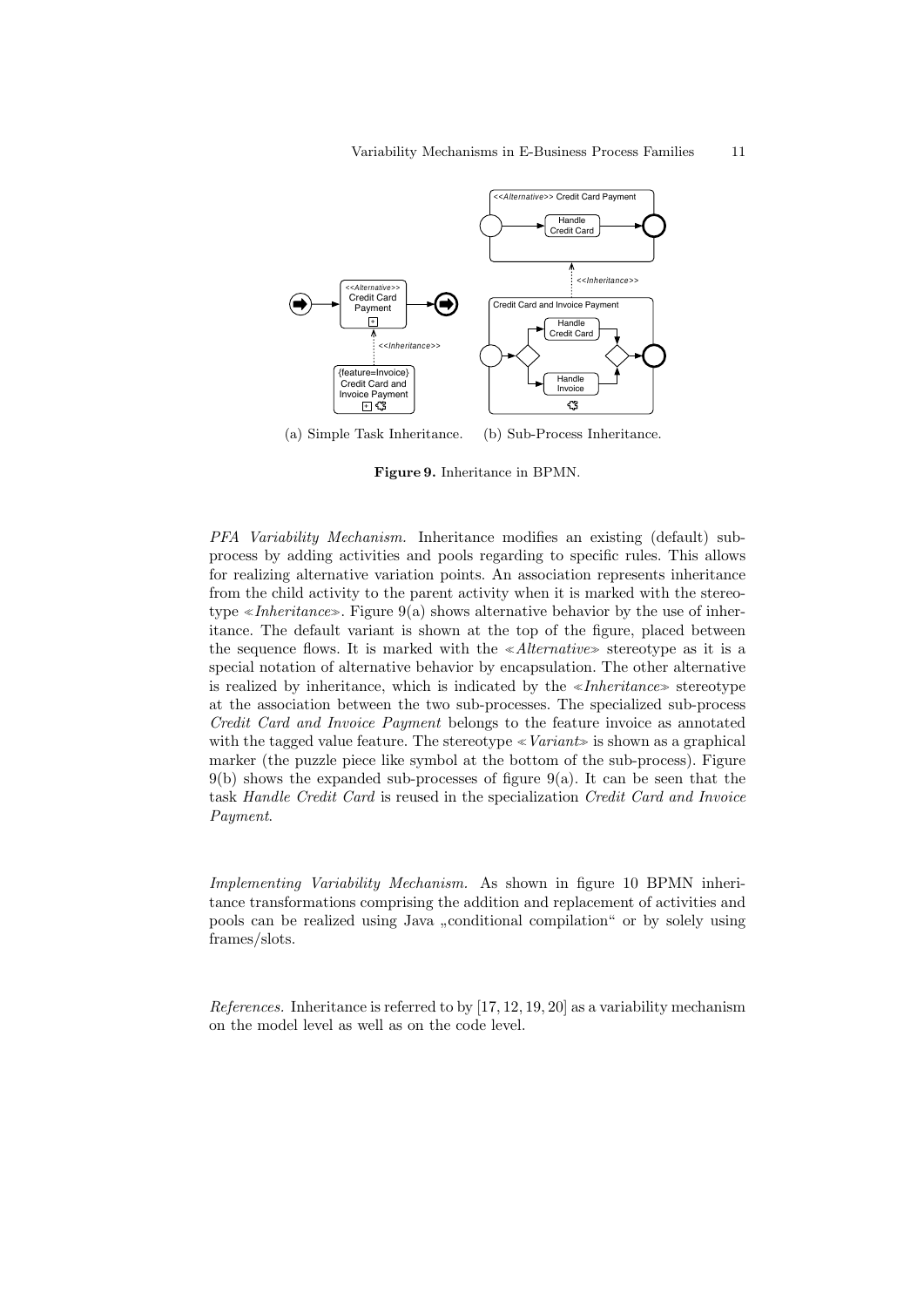(a) Simple Task Inheritance. (b) Sub-Process Inheritance.

**Figure 9.** Inheritance in BPMN.

*PFA Variability Mechanism.* Inheritance modifies an existing (default) subprocess by adding activities and pools regarding to specific rules. This allows for realizing alternative variation points. An association represents inheritance from the child activity to the parent activity when it is marked with the stereotype ≪*Inheritance*≫. Figure 9(a) shows alternative behavior by the use of inheritance. The default variant is shown at the top of the figure, placed between the sequence flows. It is marked with the ≪*Alternative*≫ stereotype as it is a special notation of alternative behavior by encapsulation. The other alternative is realized by inheritance, which is indicated by the ≪*Inheritance*≫ stereotype at the association between the two sub-processes. The specialized sub-process *Credit Card and Invoice Payment* belongs to the feature invoice as annotated with the tagged value feature. The stereotype ≪*Variant*≫ is shown as a graphical marker (the puzzle piece like symbol at the bottom of the sub-process). Figure 9(b) shows the expanded sub-processes of figure 9(a). It can be seen that the task *Handle Credit Card* is reused in the specialization *Credit Card and Invoice Payment*.

*Implementing Variability Mechanism.* As shown in figure 10 BPMN inheritance transformations comprising the addition and replacement of activities and pools can be realized using Java „conditional compilation“ or by solely using frames/slots.

*References.* Inheritance is referred to by [17, 12, 19, 20] as a variability mechanism on the model level as well as on the code level.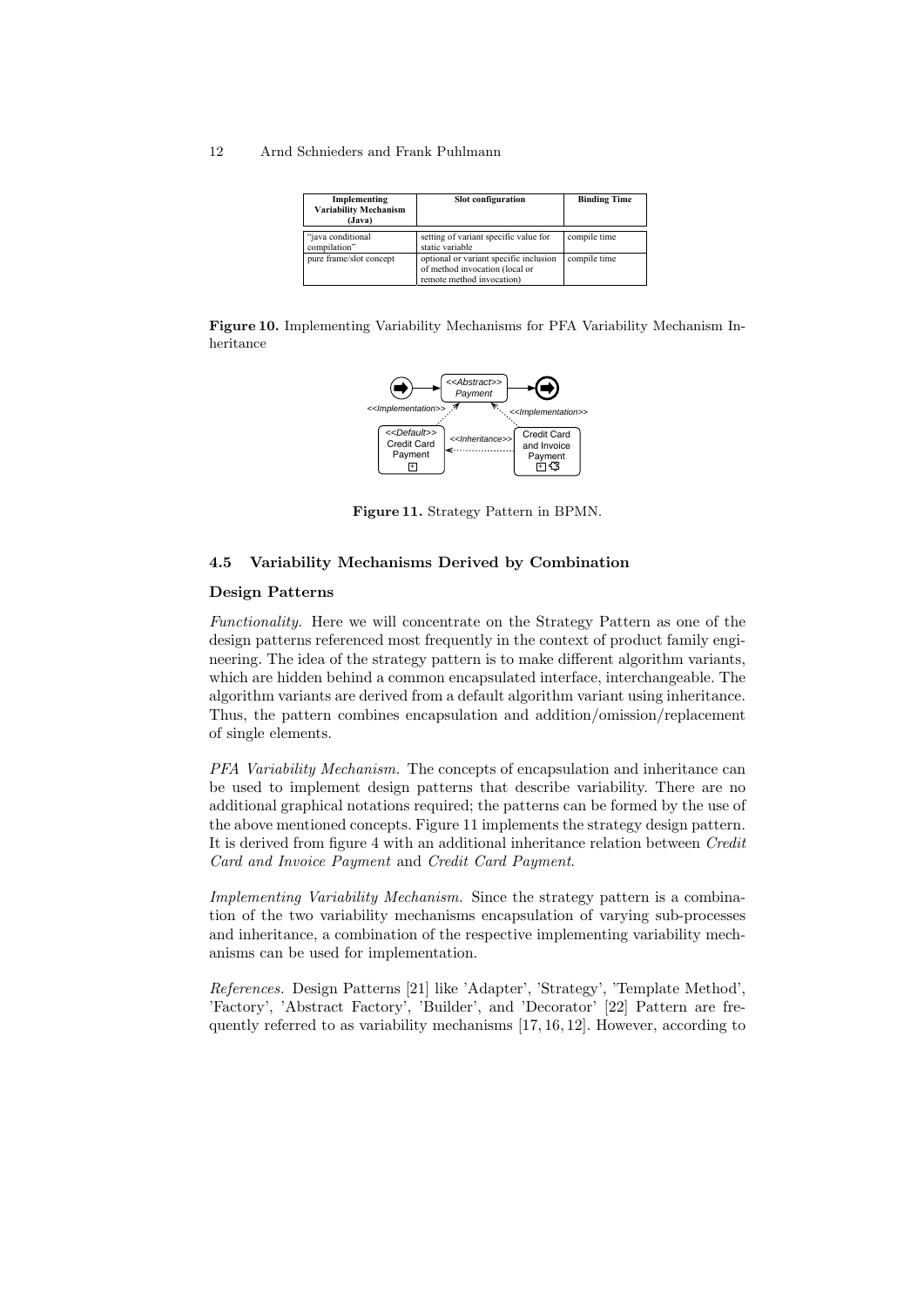| Implementing Variability Mechanism (Java) | Slot configuration | Binding Time |
|---|---|---|
| "java conditional compilation" | setting of variant specific value for static variable | compile time |
| pure frame/slot concept | optional or variant specific inclusion of method invocation (local or remote method invocation) | compile time |

**Figure 10.** Implementing Variability Mechanisms for PFA Variability Mechanism Inheritance

**Figure 11.** Strategy Pattern in BPMN.

### 4.5 Variability Mechanisms Derived by Combination

#### Design Patterns

*Functionality.* Here we will concentrate on the Strategy Pattern as one of the design patterns referenced most frequently in the context of product family engineering. The idea of the strategy pattern is to make different algorithm variants, which are hidden behind a common encapsulated interface, interchangeable. The algorithm variants are derived from a default algorithm variant using inheritance. Thus, the pattern combines encapsulation and addition/omission/replacement of single elements.

*PFA Variability Mechanism.* The concepts of encapsulation and inheritance can be used to implement design patterns that describe variability. There are no additional graphical notations required; the patterns can be formed by the use of the above mentioned concepts. Figure 11 implements the strategy design pattern. It is derived from figure 4 with an additional inheritance relation between *Credit Card and Invoice Payment* and *Credit Card Payment*.

*Implementing Variability Mechanism.* Since the strategy pattern is a combination of the two variability mechanisms encapsulation of varying sub-processes and inheritance, a combination of the respective implementing variability mechanisms can be used for implementation.

*References.* Design Patterns [21] like 'Adapter', 'Strategy', 'Template Method', 'Factory', 'Abstract Factory', 'Builder', and 'Decorator' [22] Pattern are frequently referred to as variability mechanisms [17, 16, 12]. However, according to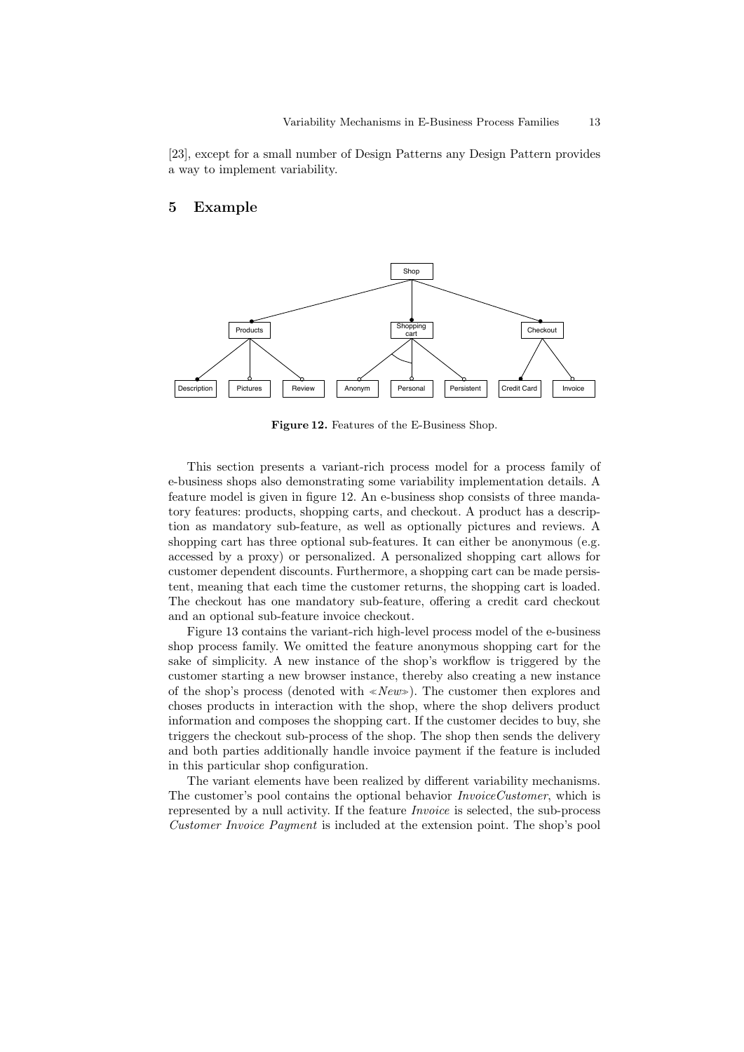[23], except for a small number of Design Patterns any Design Pattern provides a way to implement variability.

## 5 Example

Shop

Products

Shopping cart

Checkout

Description

Pictures

Review

Anonym

Personal

Persistent

Credit Card

Invoice

**Figure 12.** Features of the E-Business Shop.

This section presents a variant-rich process model for a process family of e-business shops also demonstrating some variability implementation details. A feature model is given in figure 12. An e-business shop consists of three mandatory features: products, shopping carts, and checkout. A product has a description as mandatory sub-feature, as well as optionally pictures and reviews. A shopping cart has three optional sub-features. It can either be anonymous (e.g. accessed by a proxy) or personalized. A personalized shopping cart allows for customer dependent discounts. Furthermore, a shopping cart can be made persistent, meaning that each time the customer returns, the shopping cart is loaded. The checkout has one mandatory sub-feature, offering a credit card checkout and an optional sub-feature invoice checkout.

Figure 13 contains the variant-rich high-level process model of the e-business shop process family. We omitted the feature anonymous shopping cart for the sake of simplicity. A new instance of the shop's workflow is triggered by the customer starting a new browser instance, thereby also creating a new instance of the shop's process (denoted with ≪*New*≫). The customer then explores and choses products in interaction with the shop, where the shop delivers product information and composes the shopping cart. If the customer decides to buy, she triggers the checkout sub-process of the shop. The shop then sends the delivery and both parties additionally handle invoice payment if the feature is included in this particular shop configuration.

The variant elements have been realized by different variability mechanisms. The customer's pool contains the optional behavior *InvoiceCustomer*, which is represented by a null activity. If the feature *Invoice* is selected, the sub-process *Customer Invoice Payment* is included at the extension point. The shop's pool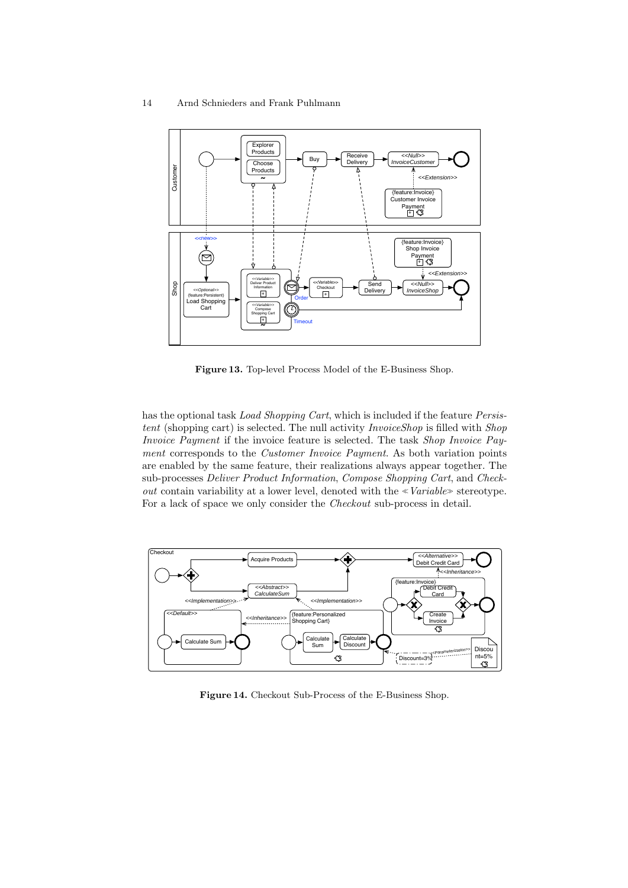**Figure 13.** Top-level Process Model of the E-Business Shop.

has the optional task *Load Shopping Cart*, which is included if the feature *Persistent* (shopping cart) is selected. The null activity *InvoiceShop* is filled with *Shop Invoice Payment* if the invoice feature is selected. The task *Shop Invoice Payment* corresponds to the *Customer Invoice Payment*. As both variation points are enabled by the same feature, their realizations always appear together. The sub-processes *Deliver Product Information*, *Compose Shopping Cart*, and *Checkout* contain variability at a lower level, denoted with the ≪*Variable*≫ stereotype. For a lack of space we only consider the *Checkout* sub-process in detail.

**Figure 14.** Checkout Sub-Process of the E-Business Shop.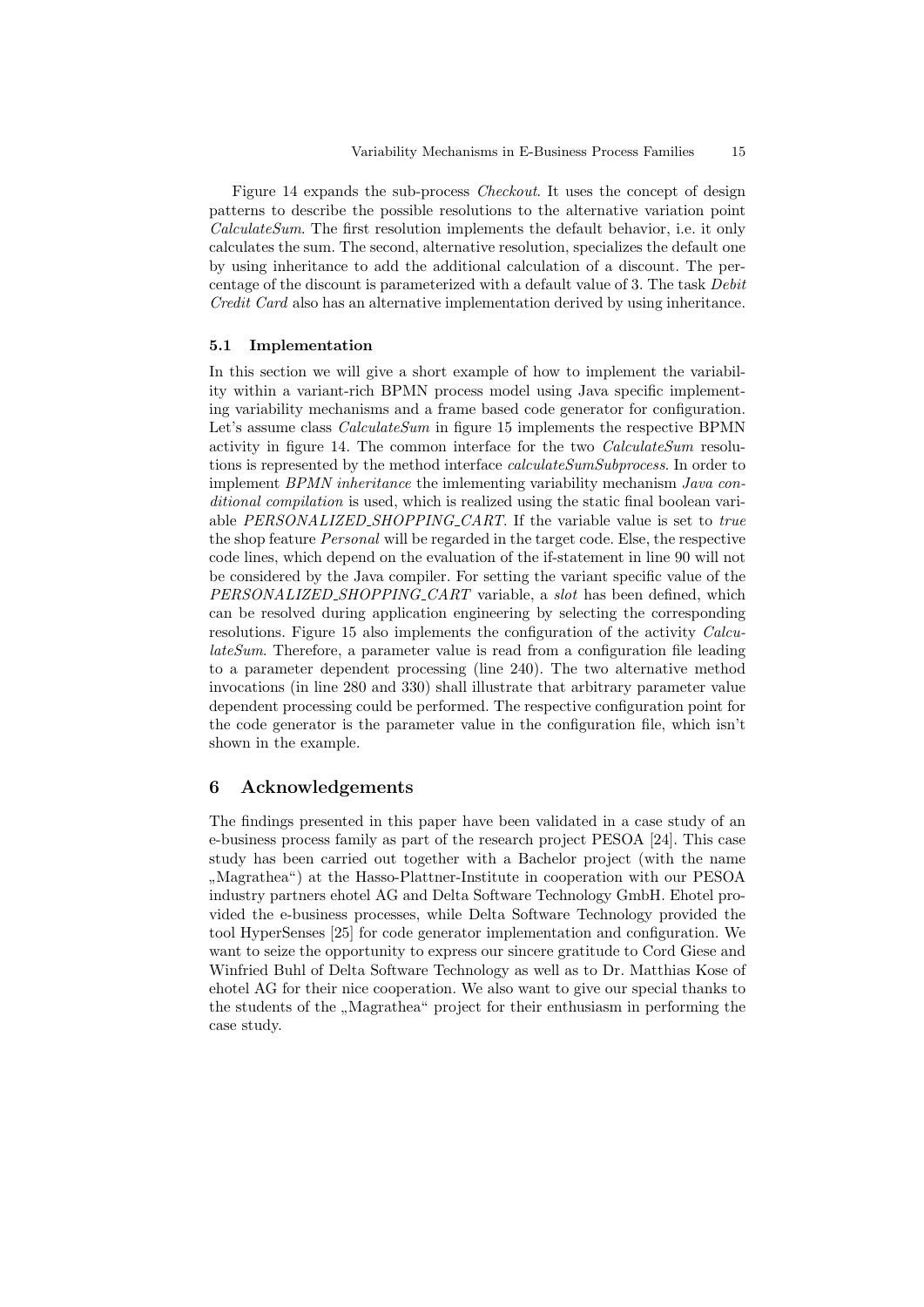Figure 14 expands the sub-process *Checkout*. It uses the concept of design patterns to describe the possible resolutions to the alternative variation point *CalculateSum*. The first resolution implements the default behavior, i.e. it only calculates the sum. The second, alternative resolution, specializes the default one by using inheritance to add the additional calculation of a discount. The percentage of the discount is parameterized with a default value of 3. The task *Debit Credit Card* also has an alternative implementation derived by using inheritance.

### 5.1 Implementation

In this section we will give a short example of how to implement the variability within a variant-rich BPMN process model using Java specific implementing variability mechanisms and a frame based code generator for configuration. Let's assume class *CalculateSum* in figure 15 implements the respective BPMN activity in figure 14. The common interface for the two *CalculateSum* resolutions is represented by the method interface *calculateSumSubprocess*. In order to implement *BPMN inheritance* the imlementing variability mechanism *Java conditional compilation* is used, which is realized using the static final boolean variable *PERSONALIZED_SHOPPING_CART*. If the variable value is set to *true* the shop feature *Personal* will be regarded in the target code. Else, the respective code lines, which depend on the evaluation of the if-statement in line 90 will not be considered by the Java compiler. For setting the variant specific value of the *PERSONALIZED_SHOPPING_CART* variable, a *slot* has been defined, which can be resolved during application engineering by selecting the corresponding resolutions. Figure 15 also implements the configuration of the activity *CalculateSum*. Therefore, a parameter value is read from a configuration file leading to a parameter dependent processing (line 240). The two alternative method invocations (in line 280 and 330) shall illustrate that arbitrary parameter value dependent processing could be performed. The respective configuration point for the code generator is the parameter value in the configuration file, which isn't shown in the example.

## 6 Acknowledgements

The findings presented in this paper have been validated in a case study of an e-business process family as part of the research project PESOA [24]. This case study has been carried out together with a Bachelor project (with the name „Magrathea") at the Hasso-Plattner-Institute in cooperation with our PESOA industry partners ehotel AG and Delta Software Technology GmbH. Ehotel provided the e-business processes, while Delta Software Technology provided the tool HyperSenses [25] for code generator implementation and configuration. We want to seize the opportunity to express our sincere gratitude to Cord Giese and Winfried Buhl of Delta Software Technology as well as to Dr. Matthias Kose of ehotel AG for their nice cooperation. We also want to give our special thanks to the students of the „Magrathea" project for their enthusiasm in performing the case study.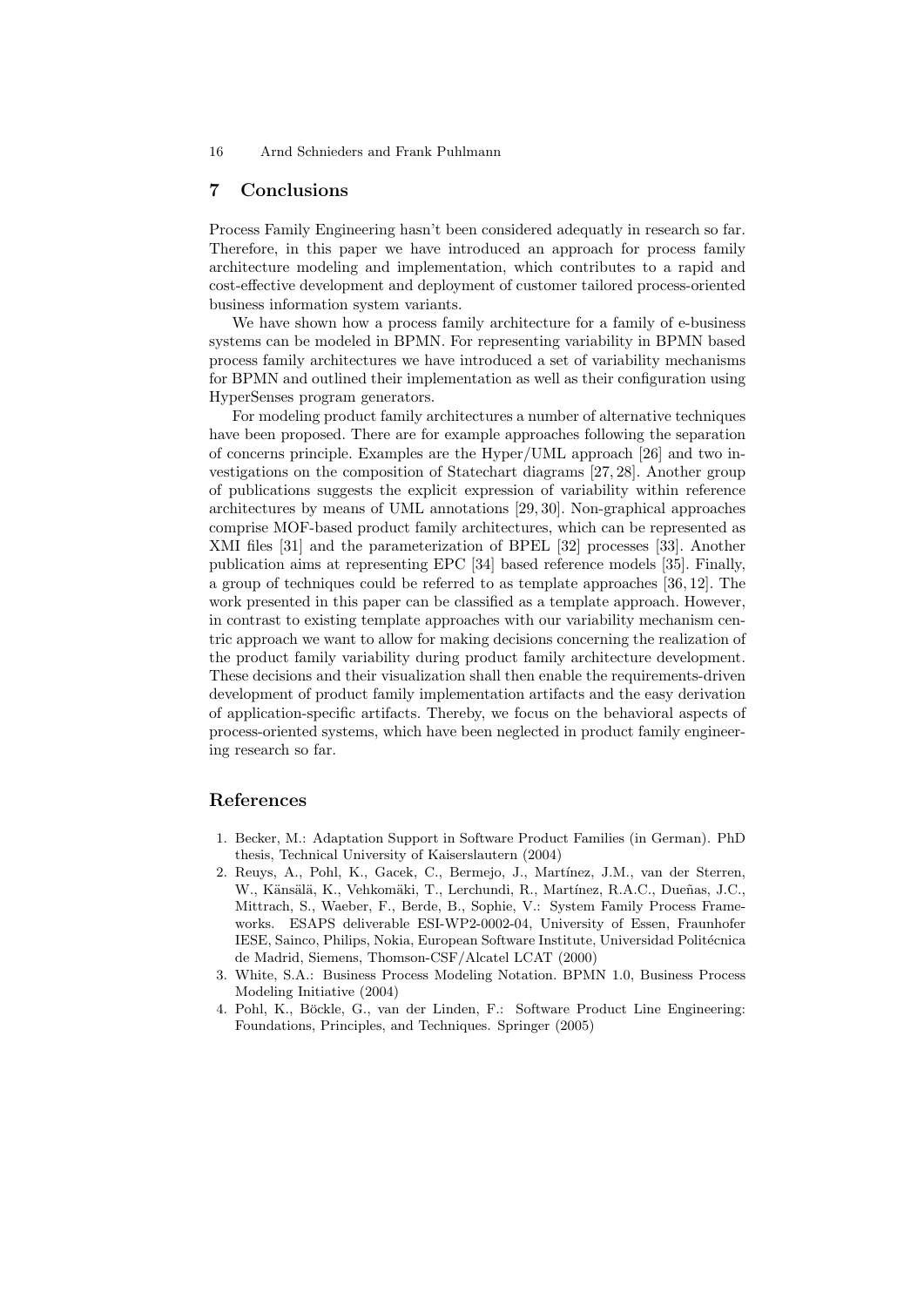## 7 Conclusions

Process Family Engineering hasn't been considered adequatly in research so far. Therefore, in this paper we have introduced an approach for process family architecture modeling and implementation, which contributes to a rapid and cost-effective development and deployment of customer tailored process-oriented business information system variants.

We have shown how a process family architecture for a family of e-business systems can be modeled in BPMN. For representing variability in BPMN based process family architectures we have introduced a set of variability mechanisms for BPMN and outlined their implementation as well as their configuration using HyperSenses program generators.

For modeling product family architectures a number of alternative techniques have been proposed. There are for example approaches following the separation of concerns principle. Examples are the Hyper/UML approach [26] and two investigations on the composition of Statechart diagrams [27, 28]. Another group of publications suggests the explicit expression of variability within reference architectures by means of UML annotations [29, 30]. Non-graphical approaches comprise MOF-based product family architectures, which can be represented as XMI files [31] and the parameterization of BPEL [32] processes [33]. Another publication aims at representing EPC [34] based reference models [35]. Finally, a group of techniques could be referred to as template approaches [36, 12]. The work presented in this paper can be classified as a template approach. However, in contrast to existing template approaches with our variability mechanism centric approach we want to allow for making decisions concerning the realization of the product family variability during product family architecture development. These decisions and their visualization shall then enable the requirements-driven development of product family implementation artifacts and the easy derivation of application-specific artifacts. Thereby, we focus on the behavioral aspects of process-oriented systems, which have been neglected in product family engineering research so far.

## References

1. Becker, M.: Adaptation Support in Software Product Families (in German). PhD thesis, Technical University of Kaiserslautern (2004)
2. Reuys, A., Pohl, K., Gacek, C., Bermejo, J., Martínez, J.M., van der Sterren, W., Känsälä, K., Vehkomäki, T., Lerchundi, R., Martínez, R.A.C., Dueñas, J.C., Mittrach, S., Waeber, F., Berde, B., Sophie, V.: System Family Process Frameworks. ESAPS deliverable ESI-WP2-0002-04, University of Essen, Fraunhofer IESE, Sainco, Philips, Nokia, European Software Institute, Universidad Politécnica de Madrid, Siemens, Thomson-CSF/Alcatel LCAT (2000)
3. White, S.A.: Business Process Modeling Notation. BPMN 1.0, Business Process Modeling Initiative (2004)
4. Pohl, K., Böckle, G., van der Linden, F.: Software Product Line Engineering: Foundations, Principles, and Techniques. Springer (2005)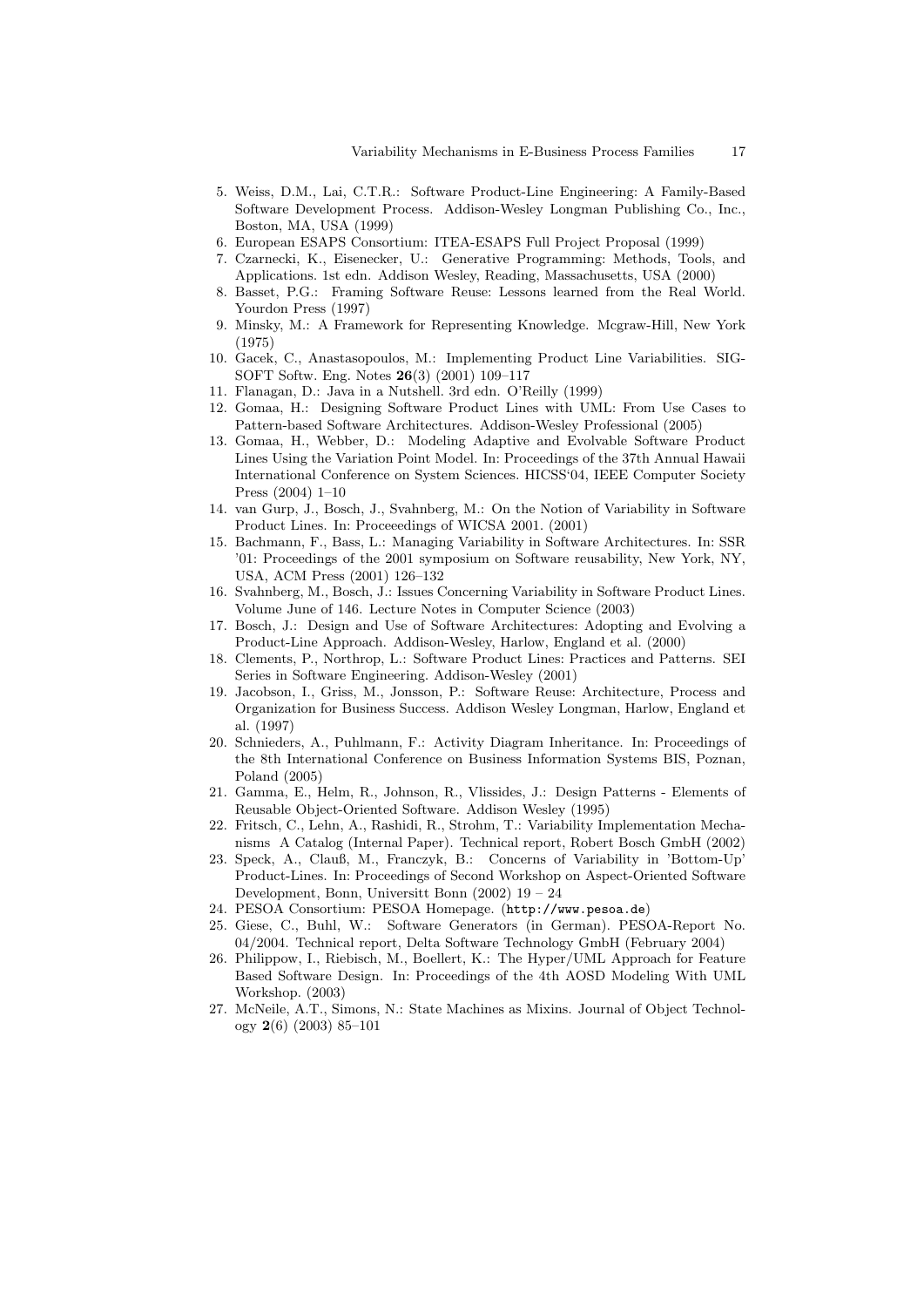5. Weiss, D.M., Lai, C.T.R.: Software Product-Line Engineering: A Family-Based Software Development Process. Addison-Wesley Longman Publishing Co., Inc., Boston, MA, USA (1999)
6. European ESAPS Consortium: ITEA-ESAPS Full Project Proposal (1999)
7. Czarnecki, K., Eisenecker, U.: Generative Programming: Methods, Tools, and Applications. 1st edn. Addison Wesley, Reading, Massachusetts, USA (2000)
8. Basset, P.G.: Framing Software Reuse: Lessons learned from the Real World. Yourdon Press (1997)
9. Minsky, M.: A Framework for Representing Knowledge. Mcgraw-Hill, New York (1975)
10. Gacek, C., Anastasopoulos, M.: Implementing Product Line Variabilities. SIGSOFT Softw. Eng. Notes **26**(3) (2001) 109–117
11. Flanagan, D.: Java in a Nutshell. 3rd edn. O'Reilly (1999)
12. Gomaa, H.: Designing Software Product Lines with UML: From Use Cases to Pattern-based Software Architectures. Addison-Wesley Professional (2005)
13. Gomaa, H., Webber, D.: Modeling Adaptive and Evolvable Software Product Lines Using the Variation Point Model. In: Proceedings of the 37th Annual Hawaii International Conference on System Sciences. HICSS'04, IEEE Computer Society Press (2004) 1–10
14. van Gurp, J., Bosch, J., Svahnberg, M.: On the Notion of Variability in Software Product Lines. In: Proceeedings of WICSA 2001. (2001)
15. Bachmann, F., Bass, L.: Managing Variability in Software Architectures. In: SSR '01: Proceedings of the 2001 symposium on Software reusability, New York, NY, USA, ACM Press (2001) 126–132
16. Svahnberg, M., Bosch, J.: Issues Concerning Variability in Software Product Lines. Volume June of 146. Lecture Notes in Computer Science (2003)
17. Bosch, J.: Design and Use of Software Architectures: Adopting and Evolving a Product-Line Approach. Addison-Wesley, Harlow, England et al. (2000)
18. Clements, P., Northrop, L.: Software Product Lines: Practices and Patterns. SEI Series in Software Engineering. Addison-Wesley (2001)
19. Jacobson, I., Griss, M., Jonsson, P.: Software Reuse: Architecture, Process and Organization for Business Success. Addison Wesley Longman, Harlow, England et al. (1997)
20. Schnieders, A., Puhlmann, F.: Activity Diagram Inheritance. In: Proceedings of the 8th International Conference on Business Information Systems BIS, Poznan, Poland (2005)
21. Gamma, E., Helm, R., Johnson, R., Vlissides, J.: Design Patterns - Elements of Reusable Object-Oriented Software. Addison Wesley (1995)
22. Fritsch, C., Lehn, A., Rashidi, R., Strohm, T.: Variability Implementation Mechanisms A Catalog (Internal Paper). Technical report, Robert Bosch GmbH (2002)
23. Speck, A., Clauß, M., Franczyk, B.: Concerns of Variability in 'Bottom-Up' Product-Lines. In: Proceedings of Second Workshop on Aspect-Oriented Software Development, Bonn, Universitt Bonn (2002) 19 – 24
24. PESOA Consortium: PESOA Homepage. (http://www.pesoa.de)
25. Giese, C., Buhl, W.: Software Generators (in German). PESOA-Report No. 04/2004. Technical report, Delta Software Technology GmbH (February 2004)
26. Philippow, I., Riebisch, M., Boellert, K.: The Hyper/UML Approach for Feature Based Software Design. In: Proceedings of the 4th AOSD Modeling With UML Workshop. (2003)
27. McNeile, A.T., Simons, N.: State Machines as Mixins. Journal of Object Technology **2**(6) (2003) 85–101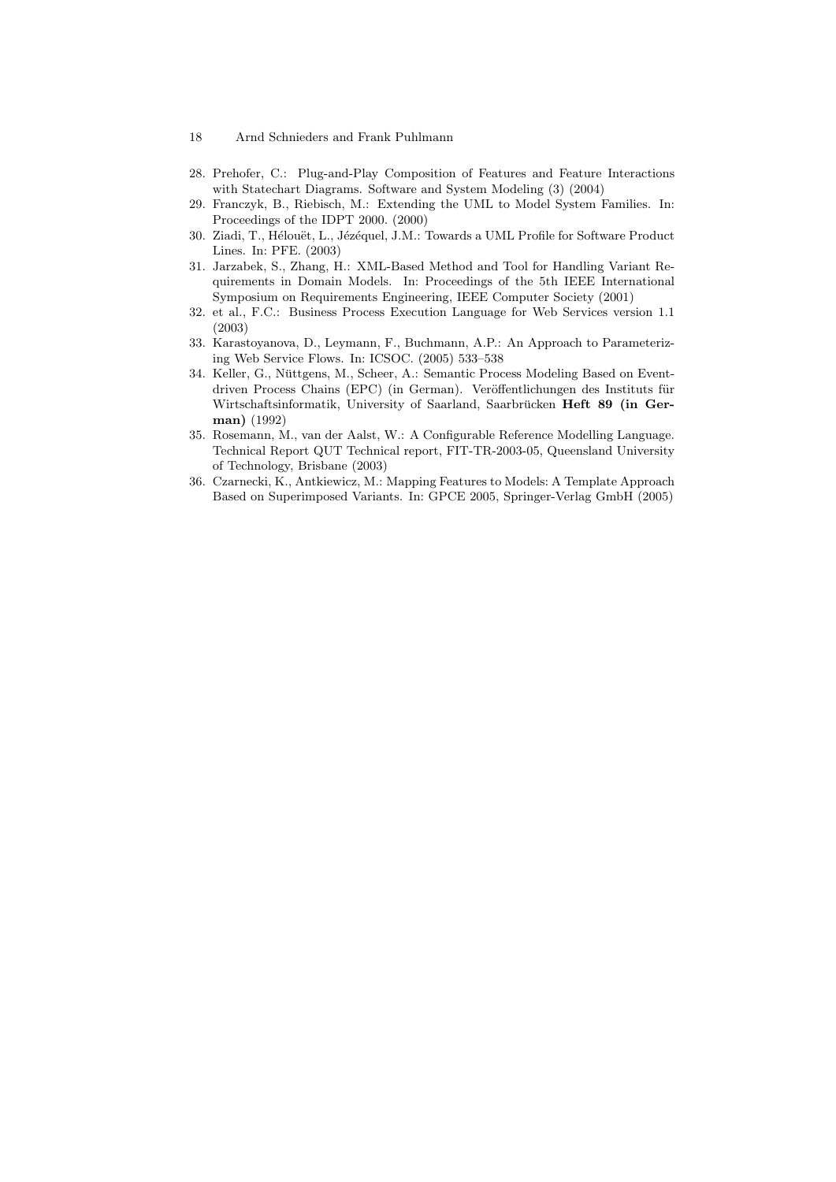28. Prehofer, C.: Plug-and-Play Composition of Features and Feature Interactions with Statechart Diagrams. Software and System Modeling (3) (2004)
29. Franczyk, B., Riebisch, M.: Extending the UML to Model System Families. In: Proceedings of the IDPT 2000. (2000)
30. Ziadi, T., Hélouët, L., Jézéquel, J.M.: Towards a UML Profile for Software Product Lines. In: PFE. (2003)
31. Jarzabek, S., Zhang, H.: XML-Based Method and Tool for Handling Variant Requirements in Domain Models. In: Proceedings of the 5th IEEE International Symposium on Requirements Engineering, IEEE Computer Society (2001)
32. et al., F.C.: Business Process Execution Language for Web Services version 1.1 (2003)
33. Karastoyanova, D., Leymann, F., Buchmann, A.P.: An Approach to Parameterizing Web Service Flows. In: ICSOC. (2005) 533–538
34. Keller, G., Nüttgens, M., Scheer, A.: Semantic Process Modeling Based on Event-driven Process Chains (EPC) (in German). Veröffentlichungen des Instituts für Wirtschaftsinformatik, University of Saarland, Saarbrücken **Heft 89 (in German)** (1992)
35. Rosemann, M., van der Aalst, W.: A Configurable Reference Modelling Language. Technical Report QUT Technical report, FIT-TR-2003-05, Queensland University of Technology, Brisbane (2003)
36. Czarnecki, K., Antkiewicz, M.: Mapping Features to Models: A Template Approach Based on Superimposed Variants. In: GPCE 2005, Springer-Verlag GmbH (2005)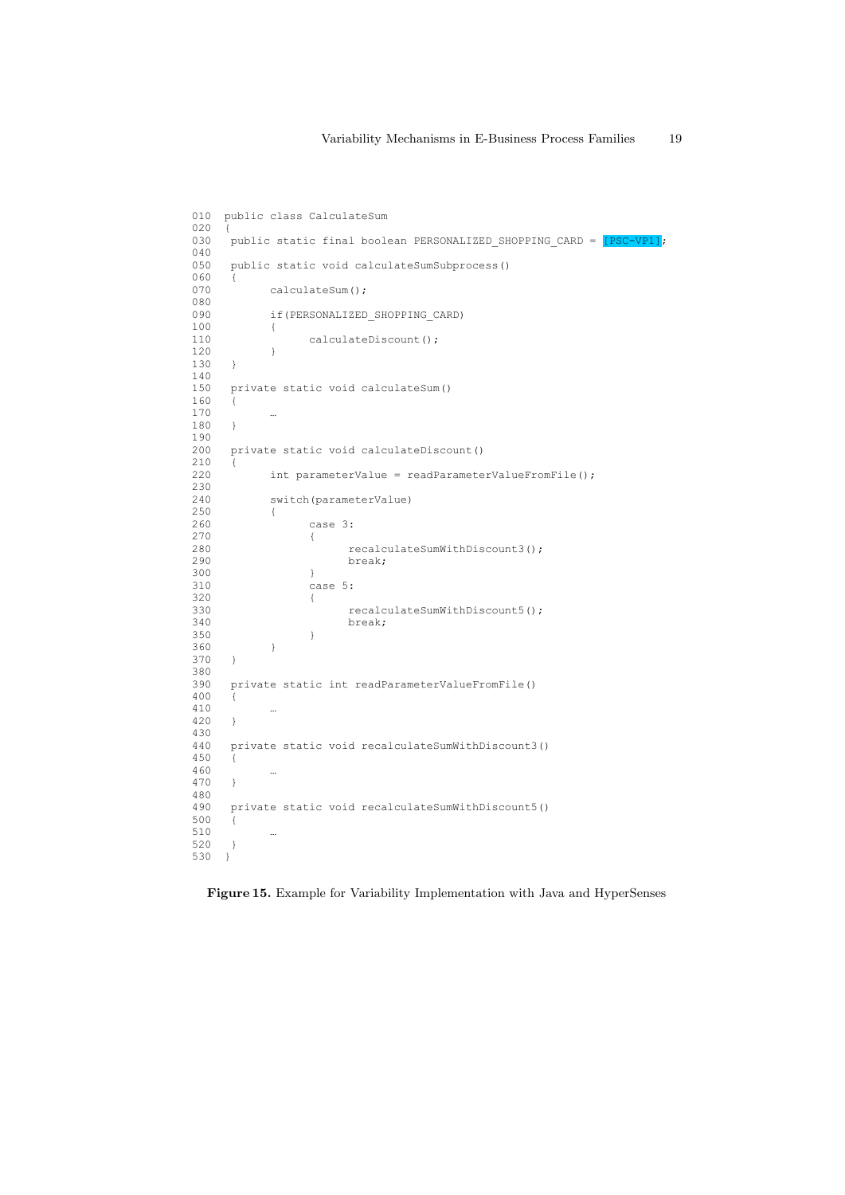```
010  public class CalculateSum
020  {
030   public static final boolean PERSONALIZED_SHOPPING_CARD = [PSC-VP1];
040
050   public static void calculateSumSubprocess()
060   {
070         calculateSum();
080
090         if(PERSONALIZED_SHOPPING_CARD)
100         {
110               calculateDiscount();
120         }
130   }
140
150   private static void calculateSum()
160   {
170         …
180   }
190
200   private static void calculateDiscount()
210   {
220         int parameterValue = readParameterValueFromFile();
230
240         switch(parameterValue)
250         {
260               case 3:
270               {
280                     recalculateSumWithDiscount3();
290                     break;
300               }
310               case 5:
320               {
330                     recalculateSumWithDiscount5();
340                     break;
350               }
360         }
370   }
380
390   private static int readParameterValueFromFile()
400   {
410         …
420   }
430
440   private static void recalculateSumWithDiscount3()
450   {
460         …
470   }
480
490   private static void recalculateSumWithDiscount5()
500   {
510         …
520   }
530  }
```

**Figure 15.** Example for Variability Implementation with Java and HyperSenses